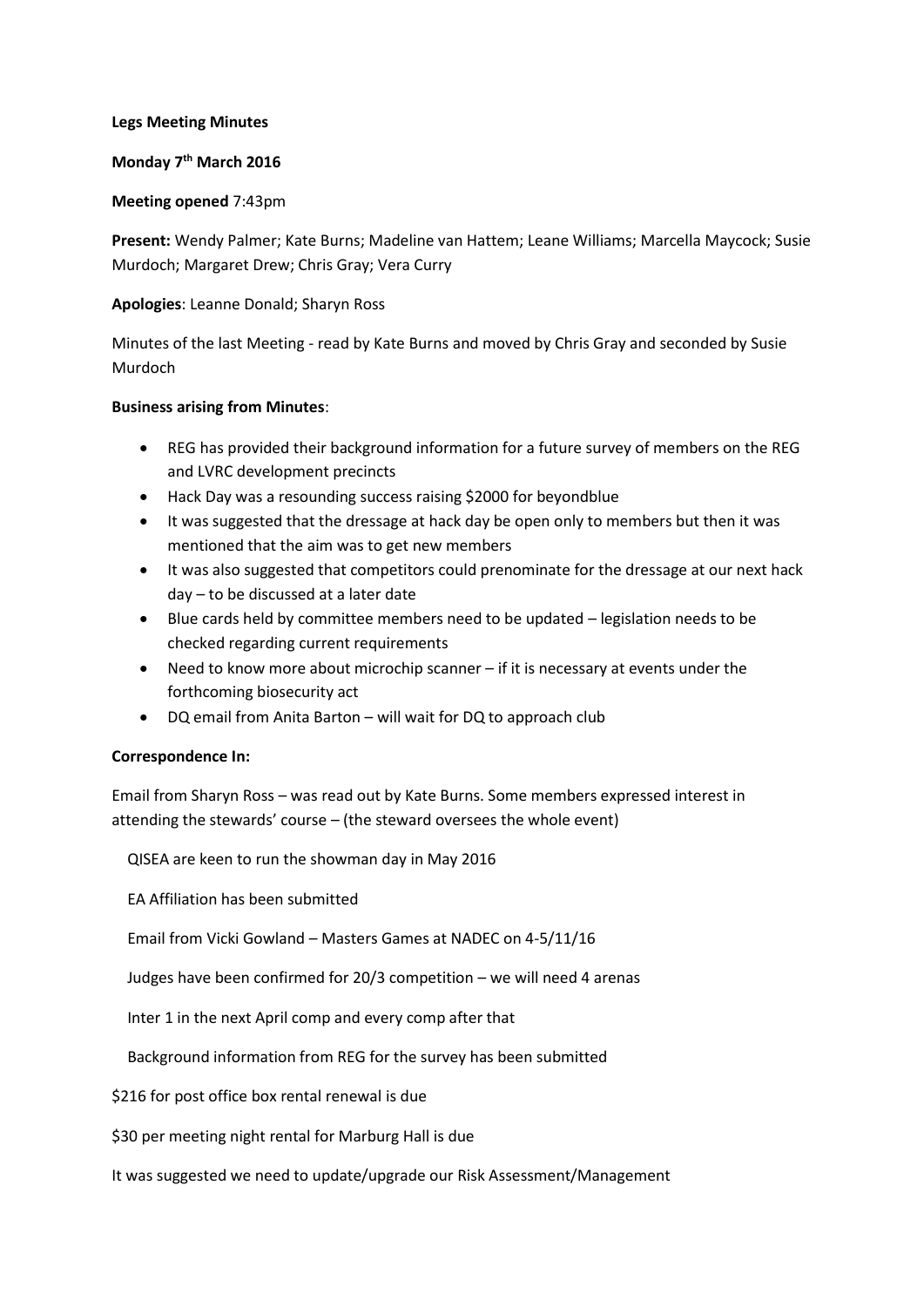**Legs Meeting Minutes**

**Monday 7th March 2016**

**Meeting opened** 7:43pm

**Present:** Wendy Palmer; Kate Burns; Madeline van Hattem; Leane Williams; Marcella Maycock; Susie Murdoch; Margaret Drew; Chris Gray; Vera Curry

**Apologies**: Leanne Donald; Sharyn Ross

Minutes of the last Meeting - read by Kate Burns and moved by Chris Gray and seconded by Susie Murdoch

**Business arising from Minutes**:

- REG has provided their background information for a future survey of members on the REG and LVRC development precincts
- Hack Day was a resounding success raising $2000 for beyondblue
- It was suggested that the dressage at hack day be open only to members but then it was mentioned that the aim was to get new members
- It was also suggested that competitors could prenominate for the dressage at our next hack day – to be discussed at a later date
- Blue cards held by committee members need to be updated – legislation needs to be checked regarding current requirements
- Need to know more about microchip scanner – if it is necessary at events under the forthcoming biosecurity act
- DQ email from Anita Barton – will wait for DQ to approach club

**Correspondence In:**

Email from Sharyn Ross – was read out by Kate Burns. Some members expressed interest in attending the stewards' course – (the steward oversees the whole event)

QISEA are keen to run the showman day in May 2016

EA Affiliation has been submitted

Email from Vicki Gowland – Masters Games at NADEC on 4-5/11/16

Judges have been confirmed for 20/3 competition – we will need 4 arenas

Inter 1 in the next April comp and every comp after that

Background information from REG for the survey has been submitted

$216 for post office box rental renewal is due

$30 per meeting night rental for Marburg Hall is due

It was suggested we need to update/upgrade our Risk Assessment/Management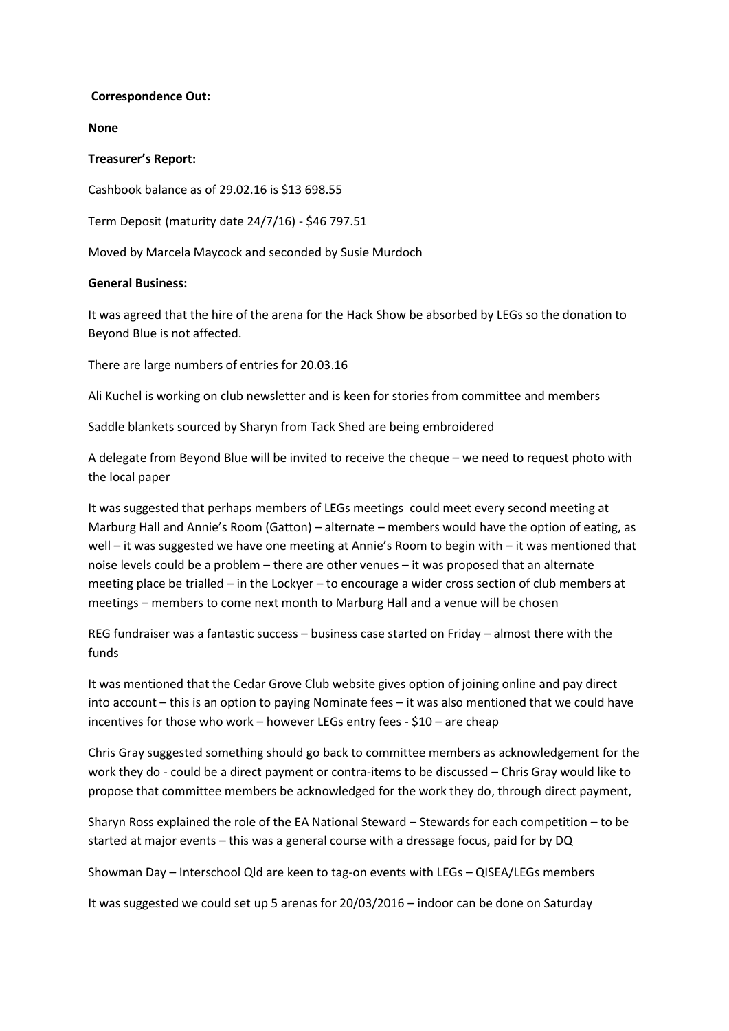**Correspondence Out:**

**None**

**Treasurer's Report:**

Cashbook balance as of 29.02.16 is $13 698.55

Term Deposit (maturity date 24/7/16) - $46 797.51

Moved by Marcela Maycock and seconded by Susie Murdoch

**General Business:**

It was agreed that the hire of the arena for the Hack Show be absorbed by LEGs so the donation to Beyond Blue is not affected.

There are large numbers of entries for 20.03.16

Ali Kuchel is working on club newsletter and is keen for stories from committee and members

Saddle blankets sourced by Sharyn from Tack Shed are being embroidered

A delegate from Beyond Blue will be invited to receive the cheque – we need to request photo with the local paper

It was suggested that perhaps members of LEGs meetings could meet every second meeting at Marburg Hall and Annie's Room (Gatton) – alternate – members would have the option of eating, as well – it was suggested we have one meeting at Annie's Room to begin with – it was mentioned that noise levels could be a problem – there are other venues – it was proposed that an alternate meeting place be trialled – in the Lockyer – to encourage a wider cross section of club members at meetings – members to come next month to Marburg Hall and a venue will be chosen

REG fundraiser was a fantastic success – business case started on Friday – almost there with the funds

It was mentioned that the Cedar Grove Club website gives option of joining online and pay direct into account – this is an option to paying Nominate fees – it was also mentioned that we could have incentives for those who work – however LEGs entry fees - $10 – are cheap

Chris Gray suggested something should go back to committee members as acknowledgement for the work they do - could be a direct payment or contra-items to be discussed – Chris Gray would like to propose that committee members be acknowledged for the work they do, through direct payment,

Sharyn Ross explained the role of the EA National Steward – Stewards for each competition – to be started at major events – this was a general course with a dressage focus, paid for by DQ

Showman Day – Interschool Qld are keen to tag-on events with LEGs – QISEA/LEGs members

It was suggested we could set up 5 arenas for 20/03/2016 – indoor can be done on Saturday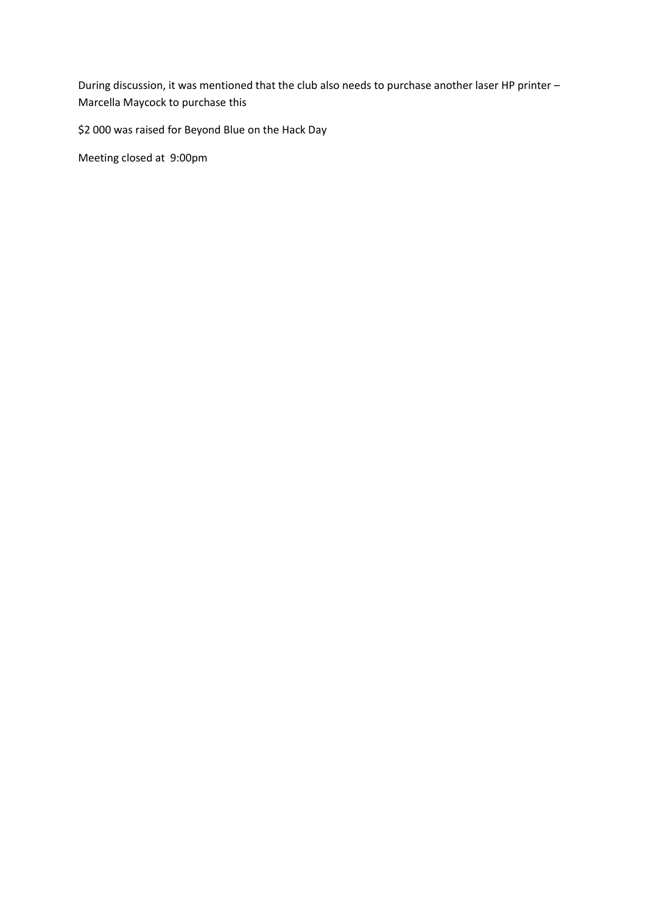During discussion, it was mentioned that the club also needs to purchase another laser HP printer – Marcella Maycock to purchase this

$2 000 was raised for Beyond Blue on the Hack Day

Meeting closed at 9:00pm